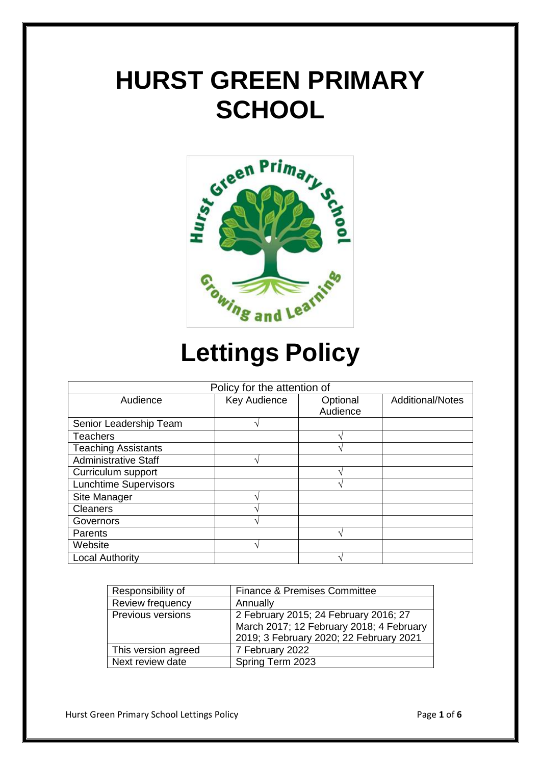# HURST GREEN PRIMARY SCHOOL

# Lettings Policy

| Policy for the attention of | | | |
|---|---|---|---|
| Audience | Key Audience | Optional Audience | Additional/Notes |
| Senior Leadership Team | √ | | |
| Teachers | | √ | |
| Teaching Assistants | | √ | |
| Administrative Staff | √ | | |
| Curriculum support | | √ | |
| Lunchtime Supervisors | | √ | |
| Site Manager | √ | | |
| Cleaners | √ | | |
| Governors | √ | | |
| Parents | | √ | |
| Website | √ | | |
| Local Authority | | √ | |

| Responsibility of | Finance & Premises Committee |
|---|---|
| Review frequency | Annually |
| Previous versions | 2 February 2015; 24 February 2016; 27 March 2017; 12 February 2018; 4 February 2019; 3 February 2020; 22 February 2021 |
| This version agreed | 7 February 2022 |
| Next review date | Spring Term 2023 |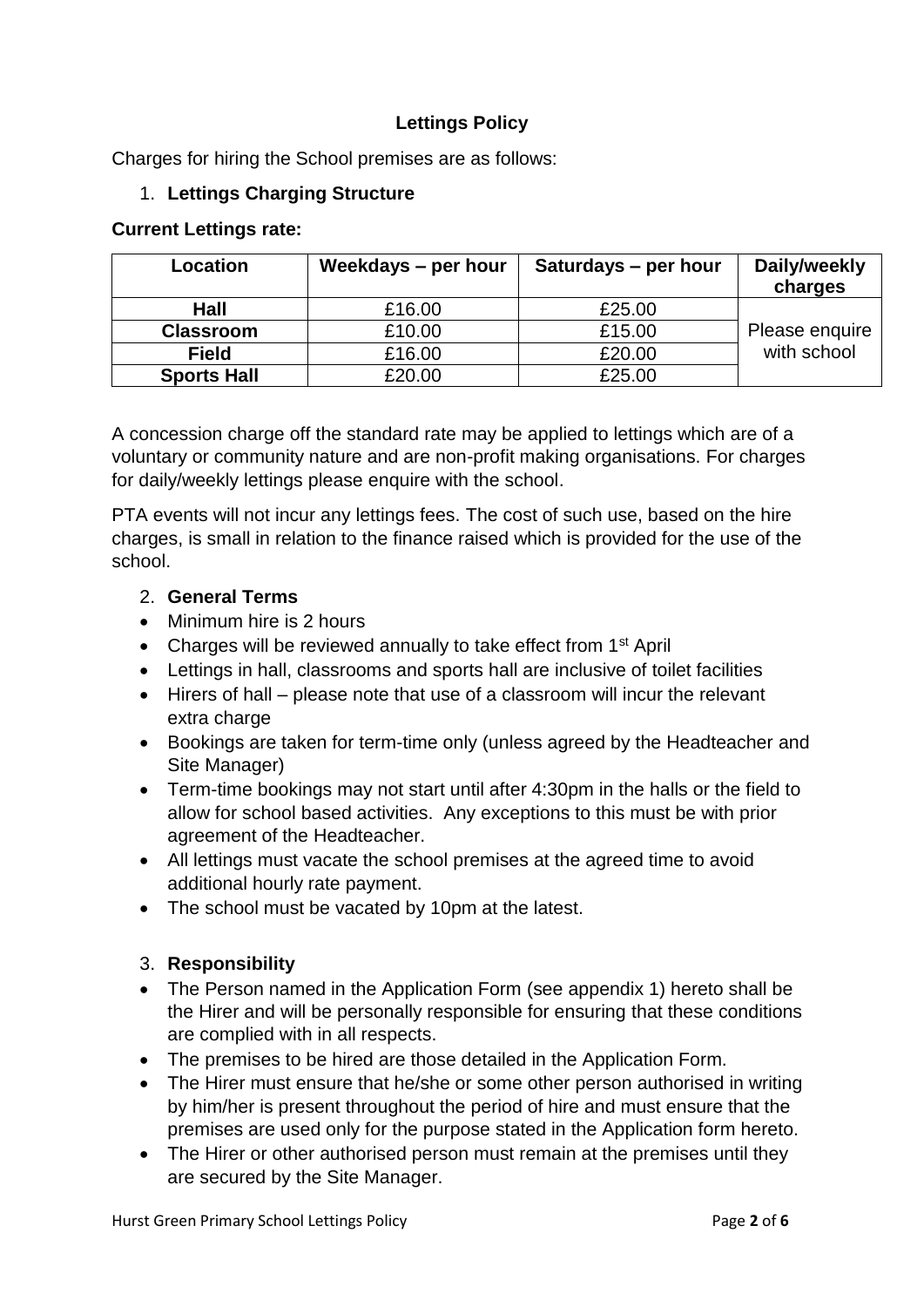**Lettings Policy**

Charges for hiring the School premises are as follows:

1. **Lettings Charging Structure**

**Current Lettings rate:**

| Location | Weekdays – per hour | Saturdays – per hour | Daily/weekly charges |
|---|---|---|---|
| **Hall** | £16.00 | £25.00 | Please enquire with school |
| **Classroom** | £10.00 | £15.00 | |
| **Field** | £16.00 | £20.00 | |
| **Sports Hall** | £20.00 | £25.00 | |

A concession charge off the standard rate may be applied to lettings which are of a voluntary or community nature and are non-profit making organisations. For charges for daily/weekly lettings please enquire with the school.

PTA events will not incur any lettings fees. The cost of such use, based on the hire charges, is small in relation to the finance raised which is provided for the use of the school.

2. **General Terms**

- Minimum hire is 2 hours
- Charges will be reviewed annually to take effect from 1st April
- Lettings in hall, classrooms and sports hall are inclusive of toilet facilities
- Hirers of hall – please note that use of a classroom will incur the relevant extra charge
- Bookings are taken for term-time only (unless agreed by the Headteacher and Site Manager)
- Term-time bookings may not start until after 4:30pm in the halls or the field to allow for school based activities. Any exceptions to this must be with prior agreement of the Headteacher.
- All lettings must vacate the school premises at the agreed time to avoid additional hourly rate payment.
- The school must be vacated by 10pm at the latest.

3. **Responsibility**

- The Person named in the Application Form (see appendix 1) hereto shall be the Hirer and will be personally responsible for ensuring that these conditions are complied with in all respects.
- The premises to be hired are those detailed in the Application Form.
- The Hirer must ensure that he/she or some other person authorised in writing by him/her is present throughout the period of hire and must ensure that the premises are used only for the purpose stated in the Application form hereto.
- The Hirer or other authorised person must remain at the premises until they are secured by the Site Manager.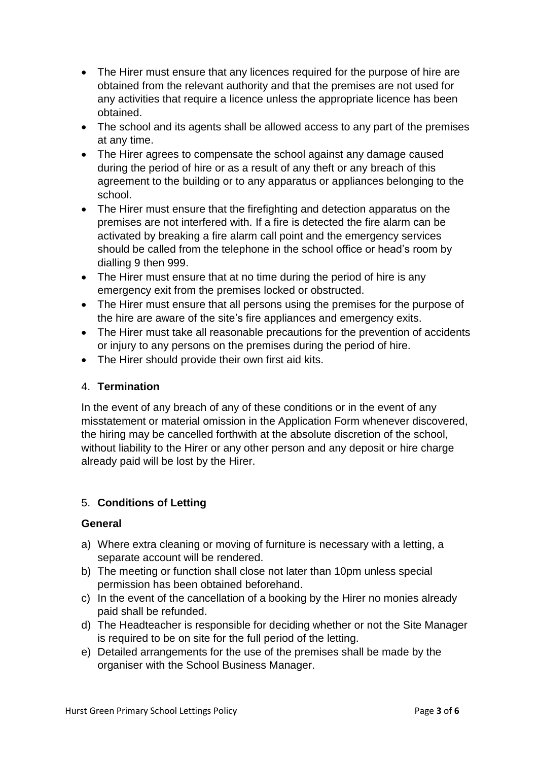- The Hirer must ensure that any licences required for the purpose of hire are obtained from the relevant authority and that the premises are not used for any activities that require a licence unless the appropriate licence has been obtained.
- The school and its agents shall be allowed access to any part of the premises at any time.
- The Hirer agrees to compensate the school against any damage caused during the period of hire or as a result of any theft or any breach of this agreement to the building or to any apparatus or appliances belonging to the school.
- The Hirer must ensure that the firefighting and detection apparatus on the premises are not interfered with. If a fire is detected the fire alarm can be activated by breaking a fire alarm call point and the emergency services should be called from the telephone in the school office or head's room by dialling 9 then 999.
- The Hirer must ensure that at no time during the period of hire is any emergency exit from the premises locked or obstructed.
- The Hirer must ensure that all persons using the premises for the purpose of the hire are aware of the site's fire appliances and emergency exits.
- The Hirer must take all reasonable precautions for the prevention of accidents or injury to any persons on the premises during the period of hire.
- The Hirer should provide their own first aid kits.

## 4. **Termination**

In the event of any breach of any of these conditions or in the event of any misstatement or material omission in the Application Form whenever discovered, the hiring may be cancelled forthwith at the absolute discretion of the school, without liability to the Hirer or any other person and any deposit or hire charge already paid will be lost by the Hirer.

## 5. **Conditions of Letting**

### **General**

a) Where extra cleaning or moving of furniture is necessary with a letting, a separate account will be rendered.
b) The meeting or function shall close not later than 10pm unless special permission has been obtained beforehand.
c) In the event of the cancellation of a booking by the Hirer no monies already paid shall be refunded.
d) The Headteacher is responsible for deciding whether or not the Site Manager is required to be on site for the full period of the letting.
e) Detailed arrangements for the use of the premises shall be made by the organiser with the School Business Manager.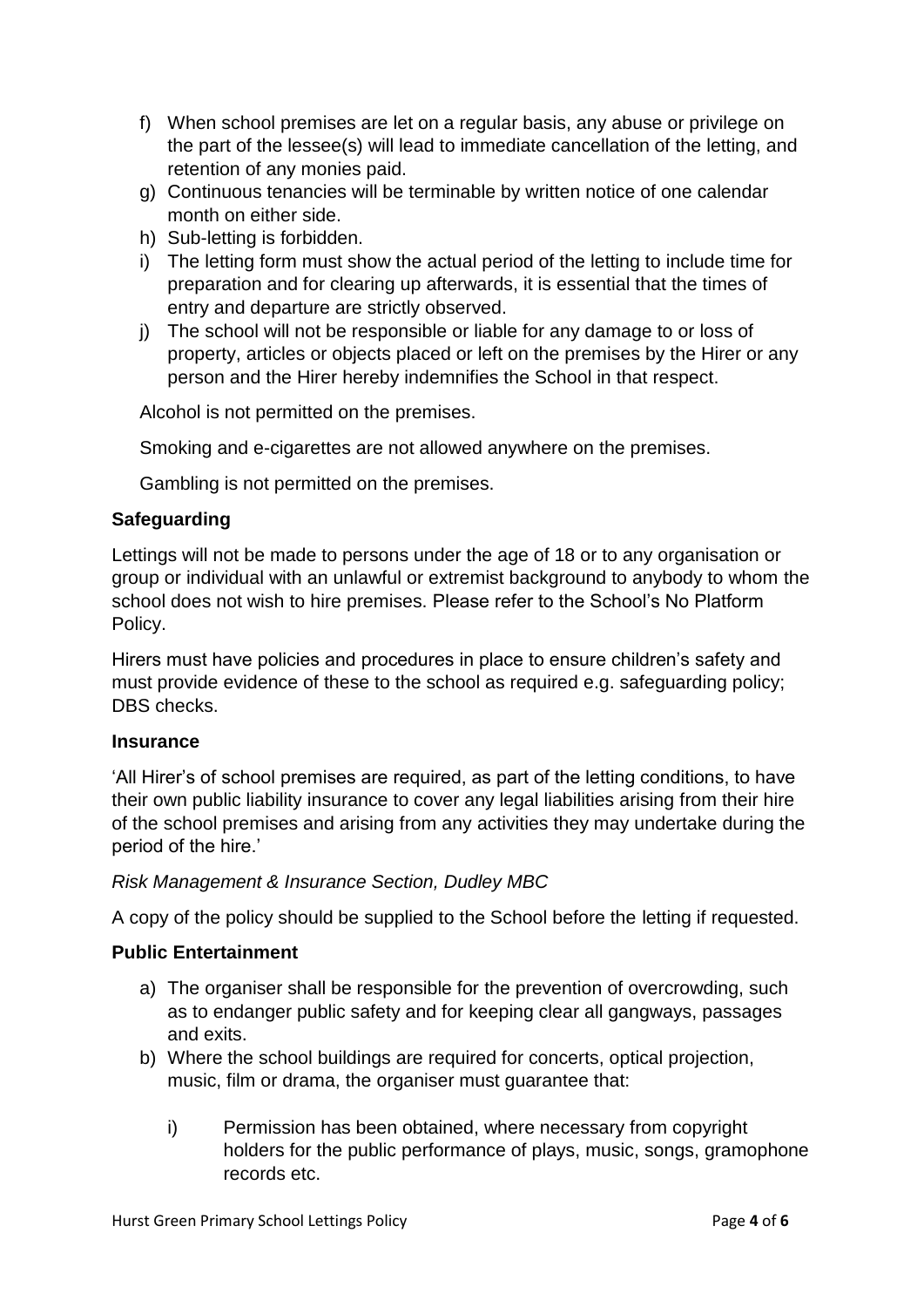f) When school premises are let on a regular basis, any abuse or privilege on the part of the lessee(s) will lead to immediate cancellation of the letting, and retention of any monies paid.
g) Continuous tenancies will be terminable by written notice of one calendar month on either side.
h) Sub-letting is forbidden.
i) The letting form must show the actual period of the letting to include time for preparation and for clearing up afterwards, it is essential that the times of entry and departure are strictly observed.
j) The school will not be responsible or liable for any damage to or loss of property, articles or objects placed or left on the premises by the Hirer or any person and the Hirer hereby indemnifies the School in that respect.

Alcohol is not permitted on the premises.

Smoking and e-cigarettes are not allowed anywhere on the premises.

Gambling is not permitted on the premises.

**Safeguarding**

Lettings will not be made to persons under the age of 18 or to any organisation or group or individual with an unlawful or extremist background to anybody to whom the school does not wish to hire premises. Please refer to the School's No Platform Policy.

Hirers must have policies and procedures in place to ensure children's safety and must provide evidence of these to the school as required e.g. safeguarding policy; DBS checks.

**Insurance**

'All Hirer's of school premises are required, as part of the letting conditions, to have their own public liability insurance to cover any legal liabilities arising from their hire of the school premises and arising from any activities they may undertake during the period of the hire.'

*Risk Management & Insurance Section, Dudley MBC*

A copy of the policy should be supplied to the School before the letting if requested.

**Public Entertainment**

a) The organiser shall be responsible for the prevention of overcrowding, such as to endanger public safety and for keeping clear all gangways, passages and exits.
b) Where the school buildings are required for concerts, optical projection, music, film or drama, the organiser must guarantee that:

    i) Permission has been obtained, where necessary from copyright holders for the public performance of plays, music, songs, gramophone records etc.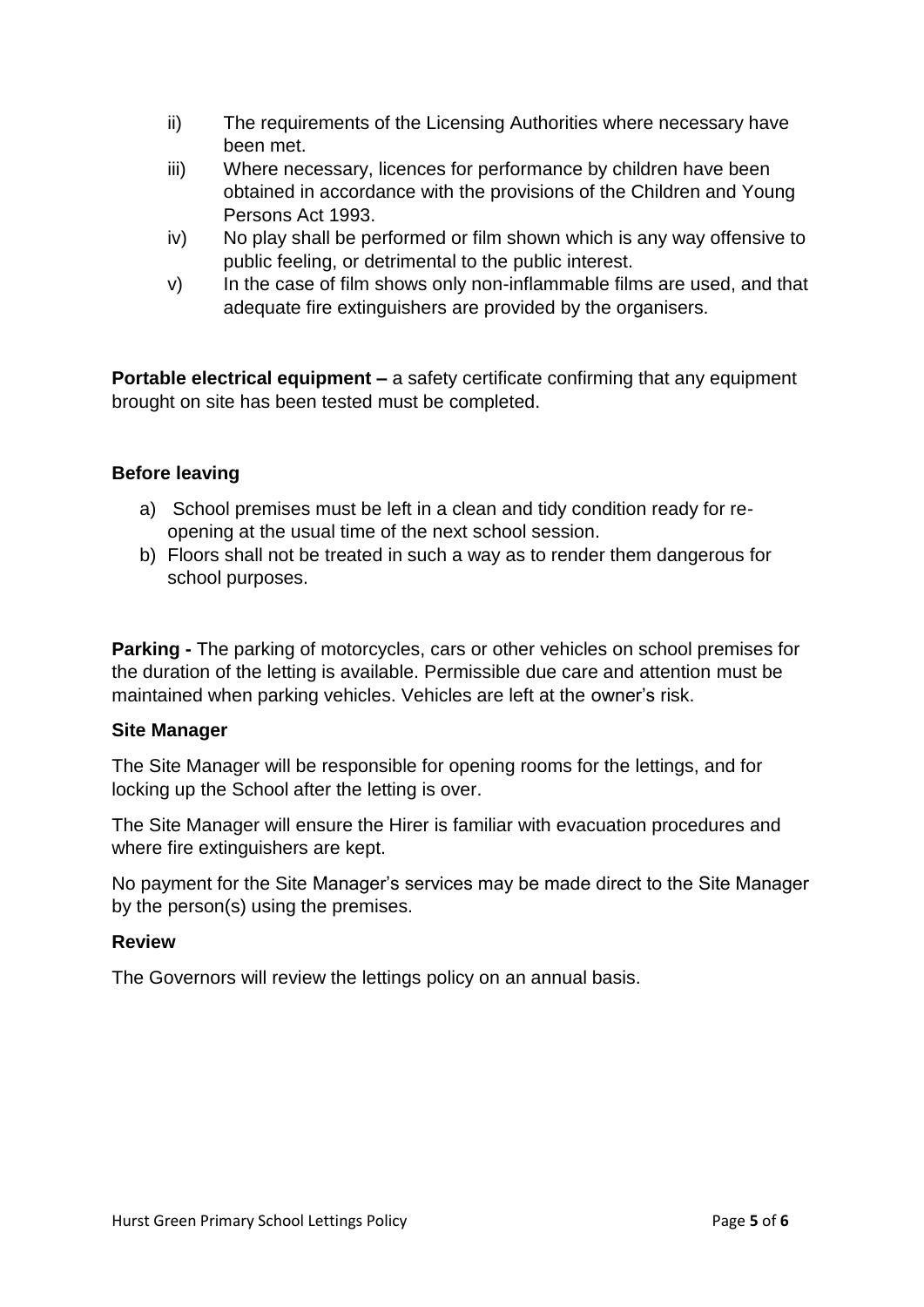ii) The requirements of the Licensing Authorities where necessary have been met.

iii) Where necessary, licences for performance by children have been obtained in accordance with the provisions of the Children and Young Persons Act 1993.

iv) No play shall be performed or film shown which is any way offensive to public feeling, or detrimental to the public interest.

v) In the case of film shows only non-inflammable films are used, and that adequate fire extinguishers are provided by the organisers.

**Portable electrical equipment –** a safety certificate confirming that any equipment brought on site has been tested must be completed.

**Before leaving**

a) School premises must be left in a clean and tidy condition ready for re-opening at the usual time of the next school session.
b) Floors shall not be treated in such a way as to render them dangerous for school purposes.

**Parking -** The parking of motorcycles, cars or other vehicles on school premises for the duration of the letting is available. Permissible due care and attention must be maintained when parking vehicles. Vehicles are left at the owner's risk.

**Site Manager**

The Site Manager will be responsible for opening rooms for the lettings, and for locking up the School after the letting is over.

The Site Manager will ensure the Hirer is familiar with evacuation procedures and where fire extinguishers are kept.

No payment for the Site Manager's services may be made direct to the Site Manager by the person(s) using the premises.

**Review**

The Governors will review the lettings policy on an annual basis.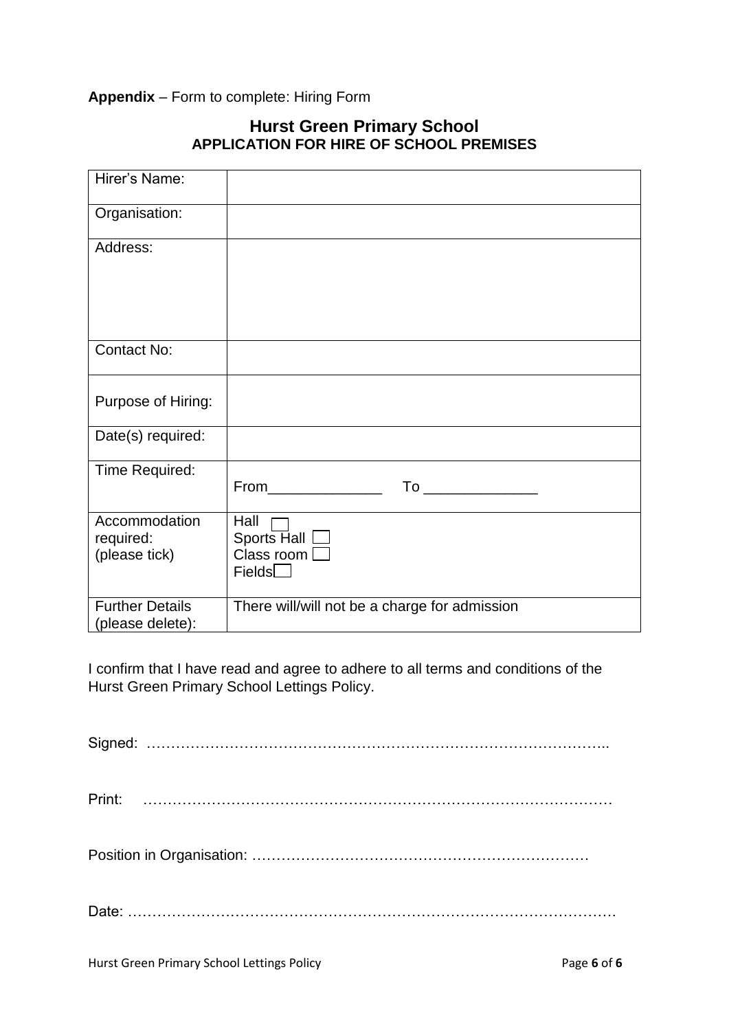**Appendix** – Form to complete: Hiring Form

## Hurst Green Primary School
### APPLICATION FOR HIRE OF SCHOOL PREMISES

| | |
|---|---|
| Hirer's Name: | |
| Organisation: | |
| Address: | |
| Contact No: | |
| Purpose of Hiring: | |
| Date(s) required: | |
| Time Required: | From______________ To ______________ |
| Accommodation required: (please tick) | Hall ☐ Sports Hall ☐ Class room ☐ Fields ☐ |
| Further Details (please delete): | There will/will not be a charge for admission |

I confirm that I have read and agree to adhere to all terms and conditions of the Hurst Green Primary School Lettings Policy.

Signed: ………………………………………………………………………………..

Print: ………………………………………………………………………………

Position in Organisation: ……………………………………………………………

Date: ……………………………………………………………………………………